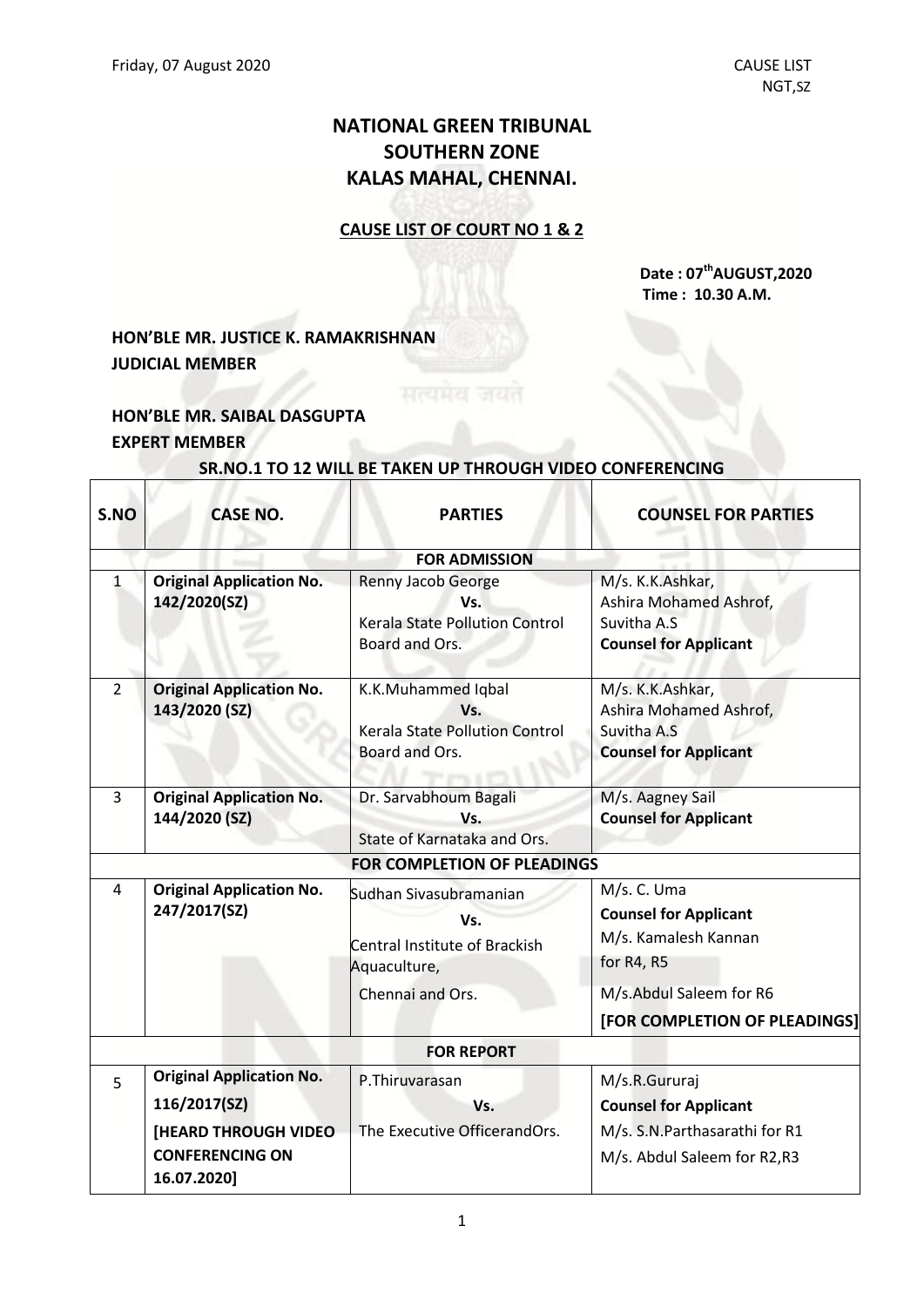Friday, 07 August 2020 CAUSE LIST NGT,SZ

# NATIONAL GREEN TRIBUNAL SOUTHERN ZONE KALAS MAHAL, CHENNAI.

## CAUSE LIST OF COURT NO 1 & 2

**Date : 07th AUGUST,2020**
**Time : 10.30 A.M.**

**HON'BLE MR. JUSTICE K. RAMAKRISHNAN**
**JUDICIAL MEMBER**

**HON'BLE MR. SAIBAL DASGUPTA**
**EXPERT MEMBER**

**SR.NO.1 TO 12 WILL BE TAKEN UP THROUGH VIDEO CONFERENCING**

| S.NO | CASE NO. | PARTIES | COUNSEL FOR PARTIES |
|---|---|---|---|
| | | **FOR ADMISSION** | |
| 1 | **Original Application No. 142/2020(SZ)** | Renny Jacob George<br>Vs.<br>Kerala State Pollution Control Board and Ors. | M/s. K.K.Ashkar,<br>Ashira Mohamed Ashrof,<br>Suvitha A.S<br>**Counsel for Applicant** |
| 2 | **Original Application No. 143/2020 (SZ)** | K.K.Muhammed Iqbal<br>Vs.<br>Kerala State Pollution Control Board and Ors. | M/s. K.K.Ashkar,<br>Ashira Mohamed Ashrof,<br>Suvitha A.S<br>**Counsel for Applicant** |
| 3 | **Original Application No. 144/2020 (SZ)** | Dr. Sarvabhoum Bagali<br>Vs.<br>State of Karnataka and Ors. | M/s. Aagney Sail<br>**Counsel for Applicant** |
| | | **FOR COMPLETION OF PLEADINGS** | |
| 4 | **Original Application No. 247/2017(SZ)** | Sudhan Sivasubramanian<br>Vs.<br>Central Institute of Brackish Aquaculture,<br>Chennai and Ors. | M/s. C. Uma<br>**Counsel for Applicant**<br>M/s. Kamalesh Kannan for R4, R5<br>M/s.Abdul Saleem for R6<br>**[FOR COMPLETION OF PLEADINGS]** |
| | | **FOR REPORT** | |
| 5 | **Original Application No. 116/2017(SZ)**<br>**[HEARD THROUGH VIDEO CONFERENCING ON 16.07.2020]** | P.Thiruvarasan<br>Vs.<br>The Executive OfficerandOrs. | M/s.R.Gururaj<br>**Counsel for Applicant**<br>M/s. S.N.Parthasarathi for R1<br>M/s. Abdul Saleem for R2,R3 |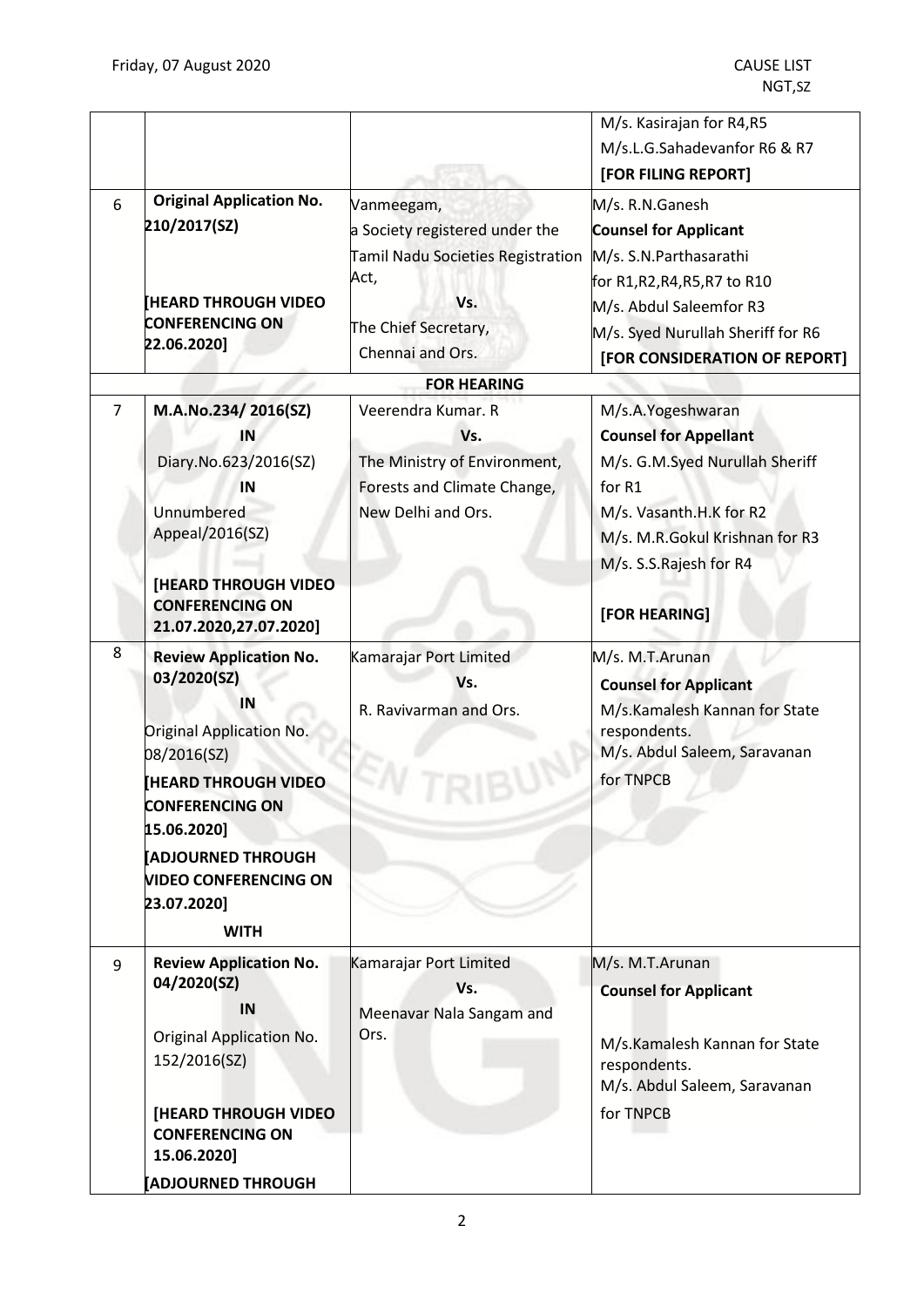| | | | |
|---|---|---|---|
| | | | M/s. Kasirajan for R4,R5<br>M/s.L.G.Sahadevanfor R6 & R7<br>**[FOR FILING REPORT]** |
| 6 | **Original Application No. 210/2017(SZ)**<br><br>**[HEARD THROUGH VIDEO CONFERENCING ON 22.06.2020]** | Vanmeegam,<br>a Society registered under the Tamil Nadu Societies Registration Act,<br>**Vs.**<br>The Chief Secretary,<br>Chennai and Ors. | M/s. R.N.Ganesh<br>**Counsel for Applicant**<br>M/s. S.N.Parthasarathi for R1,R2,R4,R5,R7 to R10<br>M/s. Abdul Saleemfor R3<br>M/s. Syed Nurullah Sheriff for R6<br>**[FOR CONSIDERATION OF REPORT]** |
| | | **FOR HEARING** | |
| 7 | **M.A.No.234/ 2016(SZ)**<br>**IN**<br>Diary.No.623/2016(SZ)<br>**IN**<br>Unnumbered Appeal/2016(SZ)<br><br>**[HEARD THROUGH VIDEO CONFERENCING ON 21.07.2020,27.07.2020]** | Veerendra Kumar. R<br>**Vs.**<br>The Ministry of Environment, Forests and Climate Change, New Delhi and Ors. | M/s.A.Yogeshwaran<br>**Counsel for Appellant**<br>M/s. G.M.Syed Nurullah Sheriff for R1<br>M/s. Vasanth.H.K for R2<br>M/s. M.R.Gokul Krishnan for R3<br>M/s. S.S.Rajesh for R4<br><br>**[FOR HEARING]** |
| 8 | **Review Application No. 03/2020(SZ)**<br>**IN**<br>Original Application No. 08/2016(SZ)<br>**[HEARD THROUGH VIDEO CONFERENCING ON 15.06.2020]**<br>**[ADJOURNED THROUGH VIDEO CONFERENCING ON 23.07.2020]**<br>**WITH** | Kamarajar Port Limited<br>**Vs.**<br>R. Ravivarman and Ors. | M/s. M.T.Arunan<br>**Counsel for Applicant**<br>M/s.Kamalesh Kannan for State respondents.<br>M/s. Abdul Saleem, Saravanan for TNPCB |
| 9 | **Review Application No. 04/2020(SZ)**<br>**IN**<br>Original Application No. 152/2016(SZ)<br><br>**[HEARD THROUGH VIDEO CONFERENCING ON 15.06.2020]**<br>**[ADJOURNED THROUGH** | Kamarajar Port Limited<br>**Vs.**<br>Meenavar Nala Sangam and Ors. | M/s. M.T.Arunan<br>**Counsel for Applicant**<br><br>M/s.Kamalesh Kannan for State respondents.<br>M/s. Abdul Saleem, Saravanan for TNPCB |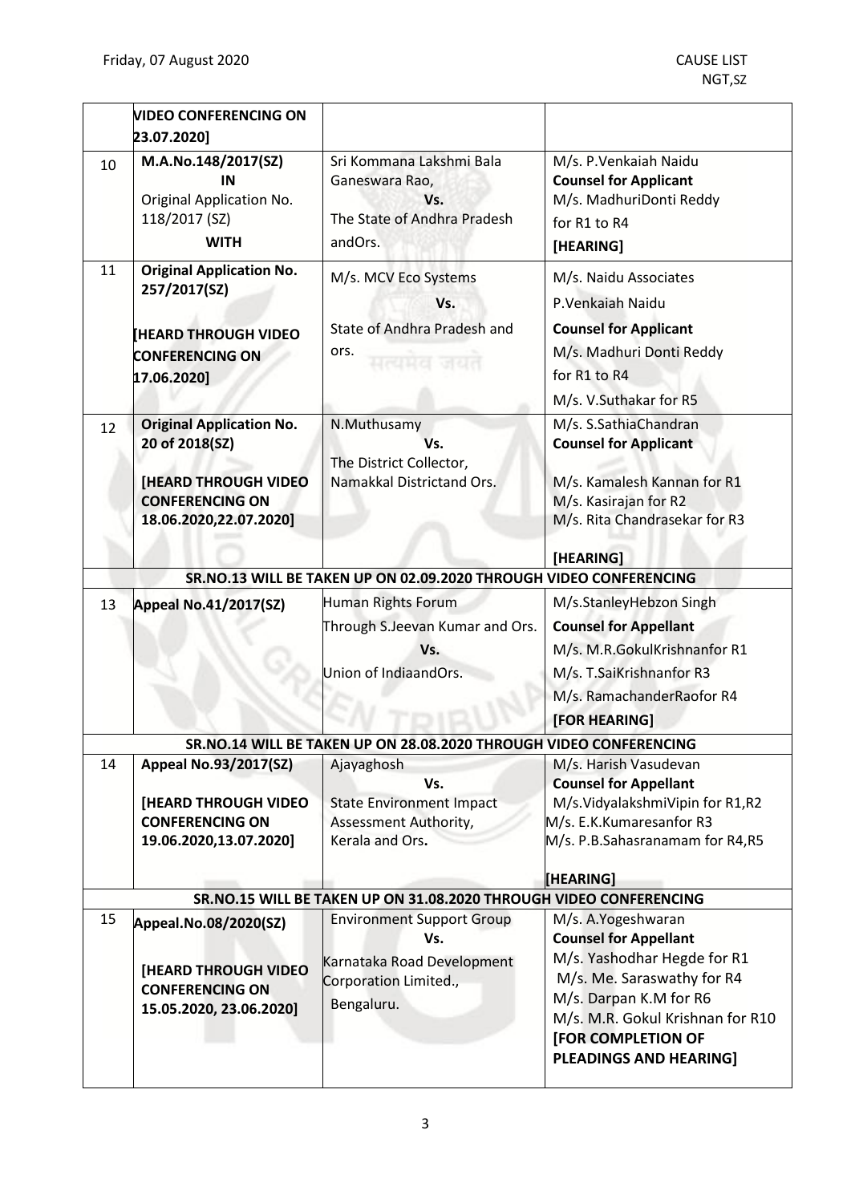| | | | |
|---|---|---|---|
| | **VIDEO CONFERENCING ON 23.07.2020]** | | |
| 10 | **M.A.No.148/2017(SZ)** **IN** Original Application No. 118/2017 (SZ) **WITH** | Sri Kommana Lakshmi Bala Ganeswara Rao, **Vs.** The State of Andhra Pradesh andOrs. | M/s. P.Venkaiah Naidu **Counsel for Applicant** M/s. MadhuriDonti Reddy for R1 to R4 **[HEARING]** |
| 11 | **Original Application No. 257/2017(SZ)** **[HEARD THROUGH VIDEO CONFERENCING ON 17.06.2020]** | M/s. MCV Eco Systems **Vs.** State of Andhra Pradesh and ors. | M/s. Naidu Associates P.Venkaiah Naidu **Counsel for Applicant** M/s. Madhuri Donti Reddy for R1 to R4 M/s. V.Suthakar for R5 |
| 12 | **Original Application No. 20 of 2018(SZ)** **[HEARD THROUGH VIDEO CONFERENCING ON 18.06.2020,22.07.2020]** | N.Muthusamy **Vs.** The District Collector, Namakkal Districtand Ors. | M/s. S.SathiaChandran **Counsel for Applicant** M/s. Kamalesh Kannan for R1 M/s. Kasirajan for R2 M/s. Rita Chandrasekar for R3 **[HEARING]** |
| | **SR.NO.13 WILL BE TAKEN UP ON 02.09.2020 THROUGH VIDEO CONFERENCING** | | |
| 13 | **Appeal No.41/2017(SZ)** | Human Rights Forum Through S.Jeevan Kumar and Ors. **Vs.** Union of IndiaandOrs. | M/s.StanleyHebzon Singh **Counsel for Appellant** M/s. M.R.GokulKrishnanfor R1 M/s. T.SaiKrishnanfor R3 M/s. RamachanderRaofor R4 **[FOR HEARING]** |
| | **SR.NO.14 WILL BE TAKEN UP ON 28.08.2020 THROUGH VIDEO CONFERENCING** | | |
| 14 | **Appeal No.93/2017(SZ)** **[HEARD THROUGH VIDEO CONFERENCING ON 19.06.2020,13.07.2020]** | Ajayaghosh **Vs.** State Environment Impact Assessment Authority, Kerala and Ors**.** | M/s. Harish Vasudevan **Counsel for Appellant** M/s.VidyalakshmiVipin for R1,R2 M/s. E.K.Kumaresanfor R3 M/s. P.B.Sahasranamam for R4,R5 **[HEARING]** |
| | **SR.NO.15 WILL BE TAKEN UP ON 31.08.2020 THROUGH VIDEO CONFERENCING** | | |
| 15 | **Appeal.No.08/2020(SZ)** **[HEARD THROUGH VIDEO CONFERENCING ON 15.05.2020, 23.06.2020]** | Environment Support Group **Vs.** Karnataka Road Development Corporation Limited., Bengaluru. | M/s. A.Yogeshwaran **Counsel for Appellant** M/s. Yashodhar Hegde for R1 M/s. Me. Saraswathy for R4 M/s. Darpan K.M for R6 M/s. M.R. Gokul Krishnan for R10 **[FOR COMPLETION OF PLEADINGS AND HEARING]** |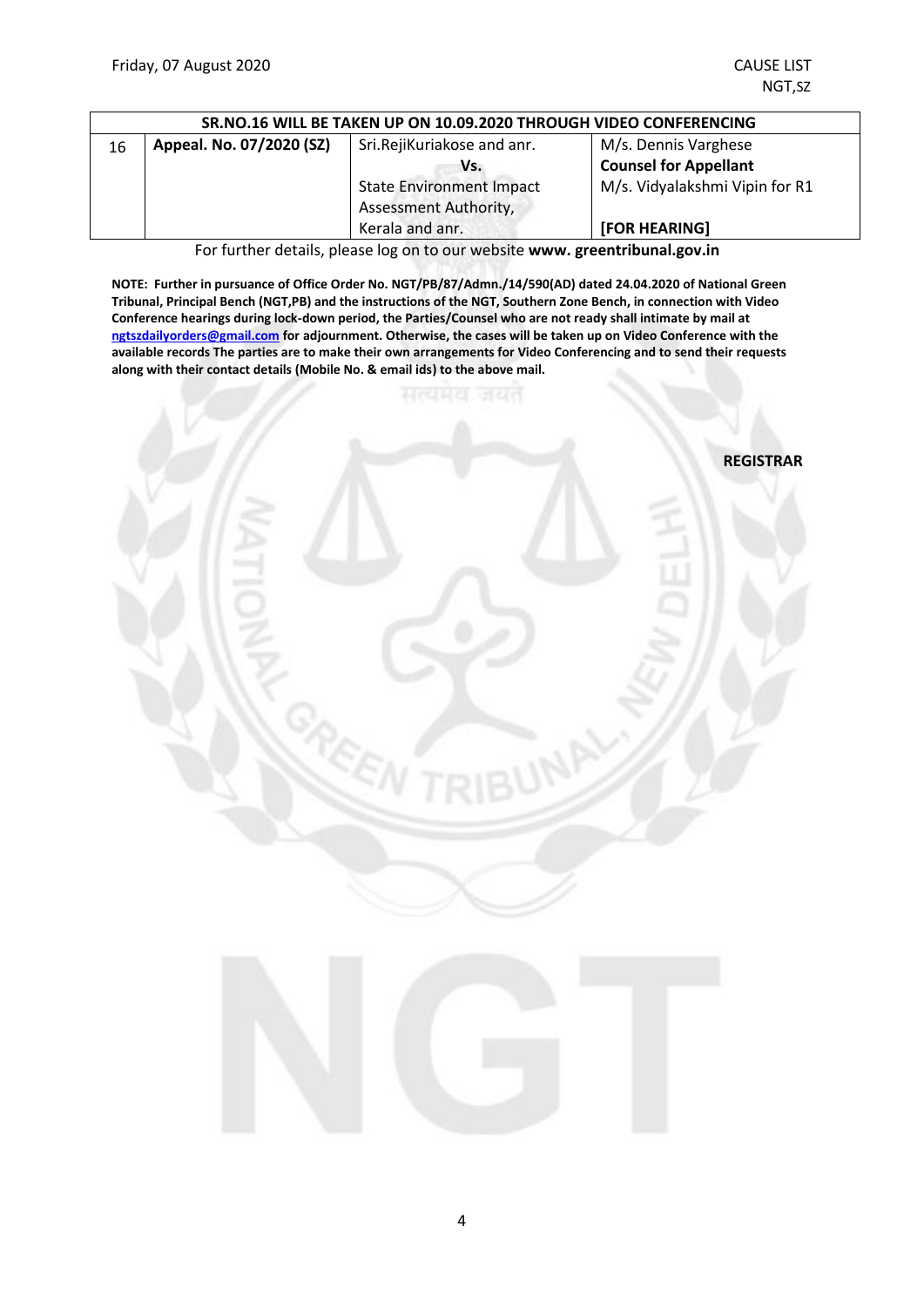| SR.NO.16 WILL BE TAKEN UP ON 10.09.2020 THROUGH VIDEO CONFERENCING | | | |
|---|---|---|---|
| 16 | **Appeal. No. 07/2020 (SZ)** | Sri.RejiKuriakose and anr.<br>**Vs.**<br>State Environment Impact Assessment Authority, Kerala and anr. | M/s. Dennis Varghese<br>**Counsel for Appellant**<br>M/s. Vidyalakshmi Vipin for R1<br><br>**[FOR HEARING]** |

For further details, please log on to our website **www. greentribunal.gov.in**

**NOTE: Further in pursuance of Office Order No. NGT/PB/87/Admn./14/590(AD) dated 24.04.2020 of National Green Tribunal, Principal Bench (NGT,PB) and the instructions of the NGT, Southern Zone Bench, in connection with Video Conference hearings during lock-down period, the Parties/Counsel who are not ready shall intimate by mail at ngtszdailyorders@gmail.com for adjournment. Otherwise, the cases will be taken up on Video Conference with the available records The parties are to make their own arrangements for Video Conferencing and to send their requests along with their contact details (Mobile No. & email ids) to the above mail.**

**REGISTRAR**